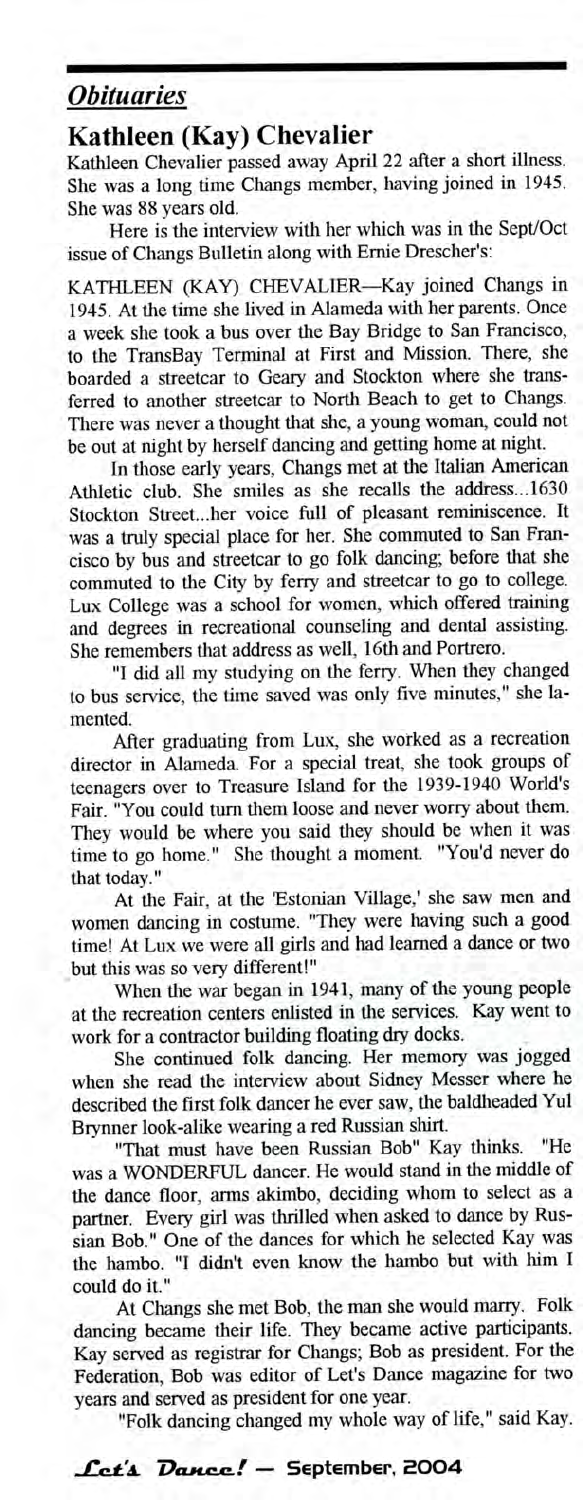## *Obituaries*

### Kathleen (Kay) Chevalier

Kathleen Chevalier passed away April 22 after a short illness. She was a long time Changs member, having joined in 1945. She was 88 years old.

Here is the interview with her which was in the Sept/Oct issue of Changs Bulletin along with Ernie Drescher's:

KATHLEEN (KAY) CHEVALIER—Kay joined Changs in 1945. At the time she lived in Alameda with her parents. Once a week she took a bus over the Bay Bridge to San Francisco, to the TransBay Terminal at First and Mission. There, she boarded a streetcar to Geary and Stockton where she transferred to another streetcar to North Beach to get to Changs. There was never a thought that she, a young woman, could not be out at night by herself dancing and getting home at night.

In those early years, Changs met at the Italian American Athletic club. She smiles as she recalls the address...1630 Stockton Street...her voice full of pleasant reminiscence. It was a truly special place for her. She commuted to San Francisco by bus and streetcar to go folk dancing; before that she commuted to the City by ferry and streetcar to go to college. Lux College was a school for women, which offered training and degrees in recreational counseling and dental assisting. She remembers that address as well, 16th and Portrero.

"I did all my studying on the ferry. When they changed to bus service, the time saved was only five minutes," she lamented.

After graduating from Lux, she worked as a recreation director in Alameda. For a special treat, she took groups of teenagers over to Treasure Island for the 1939-1940 World's Fair. "You could turn them loose and never worry about them. They would be where you said they should be when it was time to go home." She thought a moment. "You'd never do that today."

At the Fair, at the 'Estonian Village,' she saw men and women dancing in costume. "They were having such a good time! At Lux we were all girls and had learned a dance or two but this was so very different!"

When the war began in 1941, many of the young people at the recreation centers enlisted in the services. Kay went to work for a contractor building floating dry docks.

She continued folk dancing. Her memory was jogged when she read the interview about Sidney Messer where he described the first folk dancer he ever saw, the baldheaded Yul Brynner look-alike wearing a red Russian shirt.

"That must have been Russian Bob" Kay thinks. "He was a WONDERFUL dancer. He would stand in the middle of the dance floor, arms akimbo, deciding whom to select as a partner. Every girl was thrilled when asked to dance by Russian Bob." One of the dances for which he selected Kay was the hambo. "I didn't even know the hambo but with him I could do it."

At Changs she met Bob, the man she would marry. Folk dancing became their life. They became active participants. Kay served as registrar for Changs; Bob as president. For the Federation, Bob was editor of Let's Dance magazine for two years and served as president for one year.

"Folk dancing changed my whole way of life," said Kay.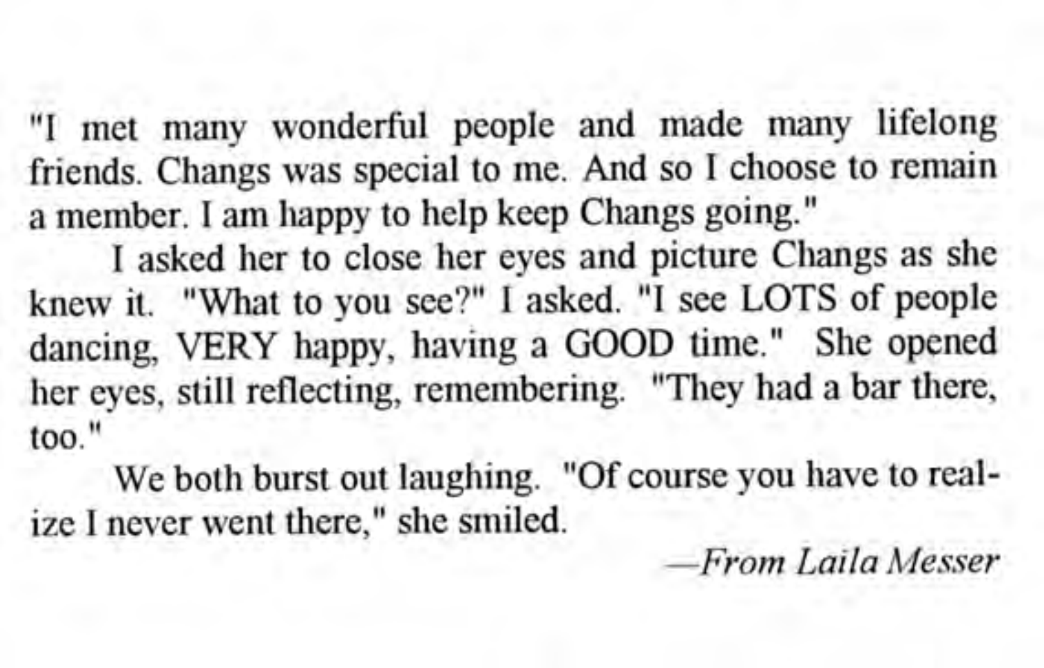"I met many wonderful people and made many lifelong friends. Changs was special to me. And so I choose to remain a member. I am happy to help keep Changs going."

I asked her to close her eyes and picture Changs as she knew it. "What to you see?" I asked. "I see LOTS of people dancing, VERY happy, having a GOOD time." She opened her eyes, still reflecting, remembering. "They had a bar there, too."

We both burst out laughing. "Of course you have to realize I never went there," she smiled.

—*From Laila Messer*